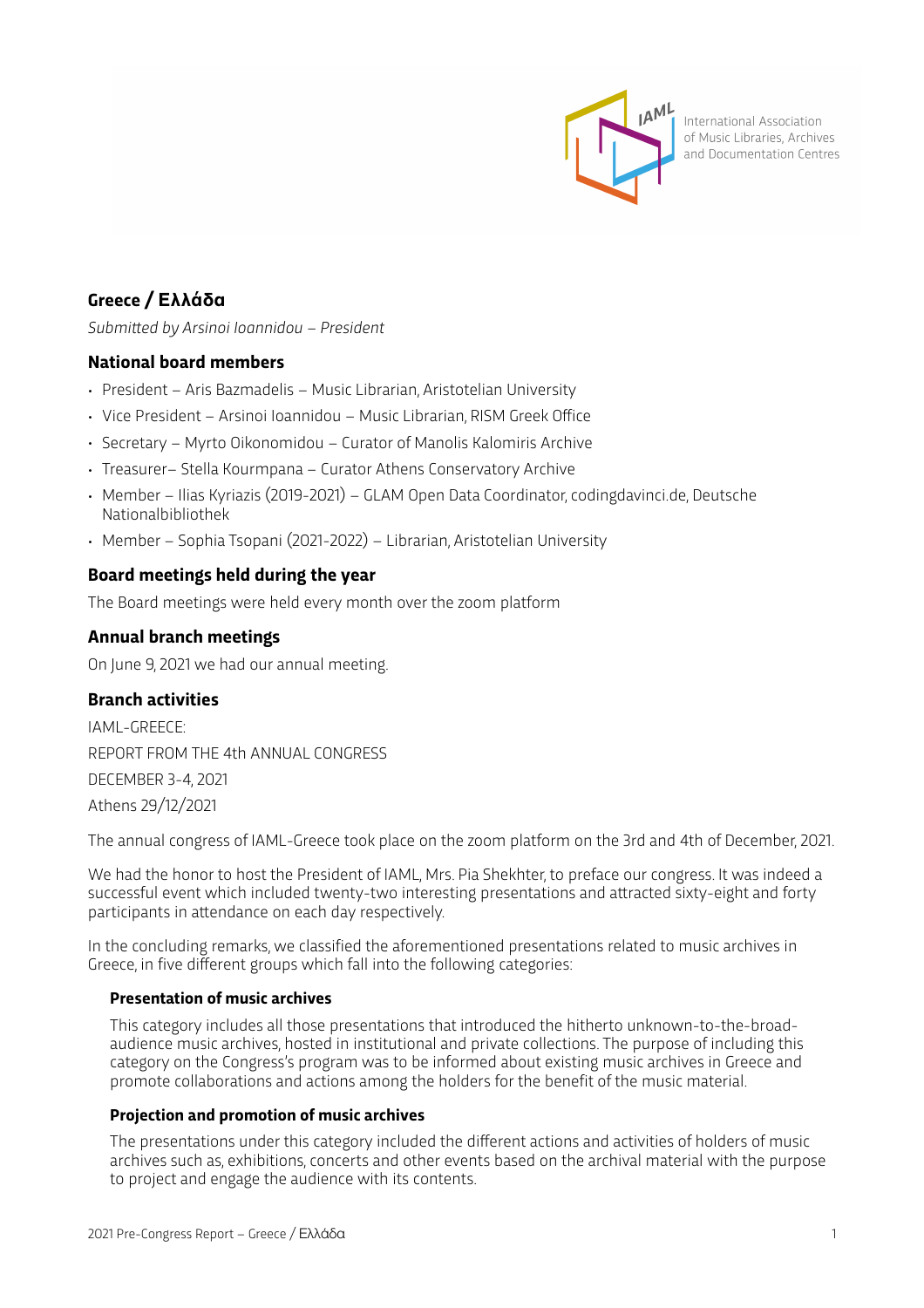## Greece / Ελλάδα

*Submitted by Arsinoi Ioannidou – President*

### National board members

- President – Aris Bazmadelis – Music Librarian, Aristotelian University
- Vice President – Arsinoi Ioannidou – Music Librarian, RISM Greek Office
- Secretary – Myrto Oikonomidou – Curator of Manolis Kalomiris Archive
- Treasurer– Stella Kourmpana – Curator Athens Conservatory Archive
- Member – Ilias Kyriazis (2019-2021) – GLAM Open Data Coordinator, codingdavinci.de, Deutsche Nationalbibliothek
- Member – Sophia Tsopani (2021-2022) – Librarian, Aristotelian University

### Board meetings held during the year

The Board meetings were held every month over the zoom platform

### Annual branch meetings

On June 9, 2021 we had our annual meeting.

### Branch activities

IAML-GREECE:

REPORT FROM THE 4th ANNUAL CONGRESS

DECEMBER 3-4, 2021

Athens 29/12/2021

The annual congress of IAML-Greece took place on the zoom platform on the 3rd and 4th of December, 2021.

We had the honor to host the President of IAML, Mrs. Pia Shekhter, to preface our congress. It was indeed a successful event which included twenty-two interesting presentations and attracted sixty-eight and forty participants in attendance on each day respectively.

In the concluding remarks, we classified the aforementioned presentations related to music archives in Greece, in five different groups which fall into the following categories:

#### Presentation of music archives

This category includes all those presentations that introduced the hitherto unknown-to-the-broad-audience music archives, hosted in institutional and private collections. The purpose of including this category on the Congress's program was to be informed about existing music archives in Greece and promote collaborations and actions among the holders for the benefit of the music material.

#### Projection and promotion of music archives

The presentations under this category included the different actions and activities of holders of music archives such as, exhibitions, concerts and other events based on the archival material with the purpose to project and engage the audience with its contents.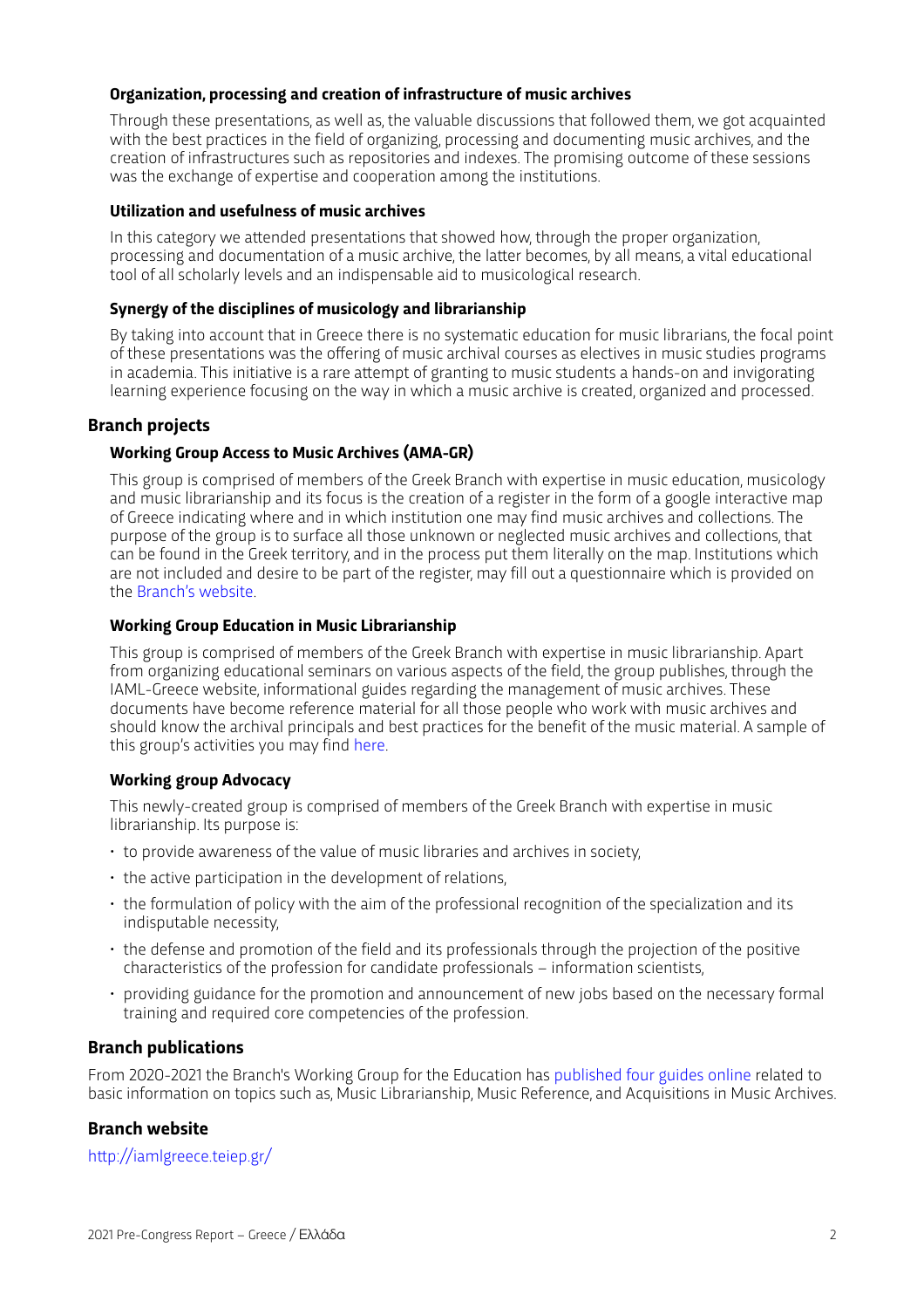### Organization, processing and creation of infrastructure of music archives

Through these presentations, as well as, the valuable discussions that followed them, we got acquainted with the best practices in the field of organizing, processing and documenting music archives, and the creation of infrastructures such as repositories and indexes. The promising outcome of these sessions was the exchange of expertise and cooperation among the institutions.

### Utilization and usefulness of music archives

In this category we attended presentations that showed how, through the proper organization, processing and documentation of a music archive, the latter becomes, by all means, a vital educational tool of all scholarly levels and an indispensable aid to musicological research.

### Synergy of the disciplines of musicology and librarianship

By taking into account that in Greece there is no systematic education for music librarians, the focal point of these presentations was the offering of music archival courses as electives in music studies programs in academia. This initiative is a rare attempt of granting to music students a hands-on and invigorating learning experience focusing on the way in which a music archive is created, organized and processed.

## Branch projects

### Working Group Access to Music Archives (AMA-GR)

This group is comprised of members of the Greek Branch with expertise in music education, musicology and music librarianship and its focus is the creation of a register in the form of a google interactive map of Greece indicating where and in which institution one may find music archives and collections. The purpose of the group is to surface all those unknown or neglected music archives and collections, that can be found in the Greek territory, and in the process put them literally on the map. Institutions which are not included and desire to be part of the register, may fill out a questionnaire which is provided on the Branch's website.

### Working Group Education in Music Librarianship

This group is comprised of members of the Greek Branch with expertise in music librarianship. Apart from organizing educational seminars on various aspects of the field, the group publishes, through the IAML-Greece website, informational guides regarding the management of music archives. These documents have become reference material for all those people who work with music archives and should know the archival principals and best practices for the benefit of the music material. A sample of this group's activities you may find here.

### Working group Advocacy

This newly-created group is comprised of members of the Greek Branch with expertise in music librarianship. Its purpose is:

- to provide awareness of the value of music libraries and archives in society,
- the active participation in the development of relations,
- the formulation of policy with the aim of the professional recognition of the specialization and its indisputable necessity,
- the defense and promotion of the field and its professionals through the projection of the positive characteristics of the profession for candidate professionals – information scientists,
- providing guidance for the promotion and announcement of new jobs based on the necessary formal training and required core competencies of the profession.

## Branch publications

From 2020-2021 the Branch's Working Group for the Education has published four guides online related to basic information on topics such as, Music Librarianship, Music Reference, and Acquisitions in Music Archives.

## Branch website

http://iamlgreece.teiep.gr/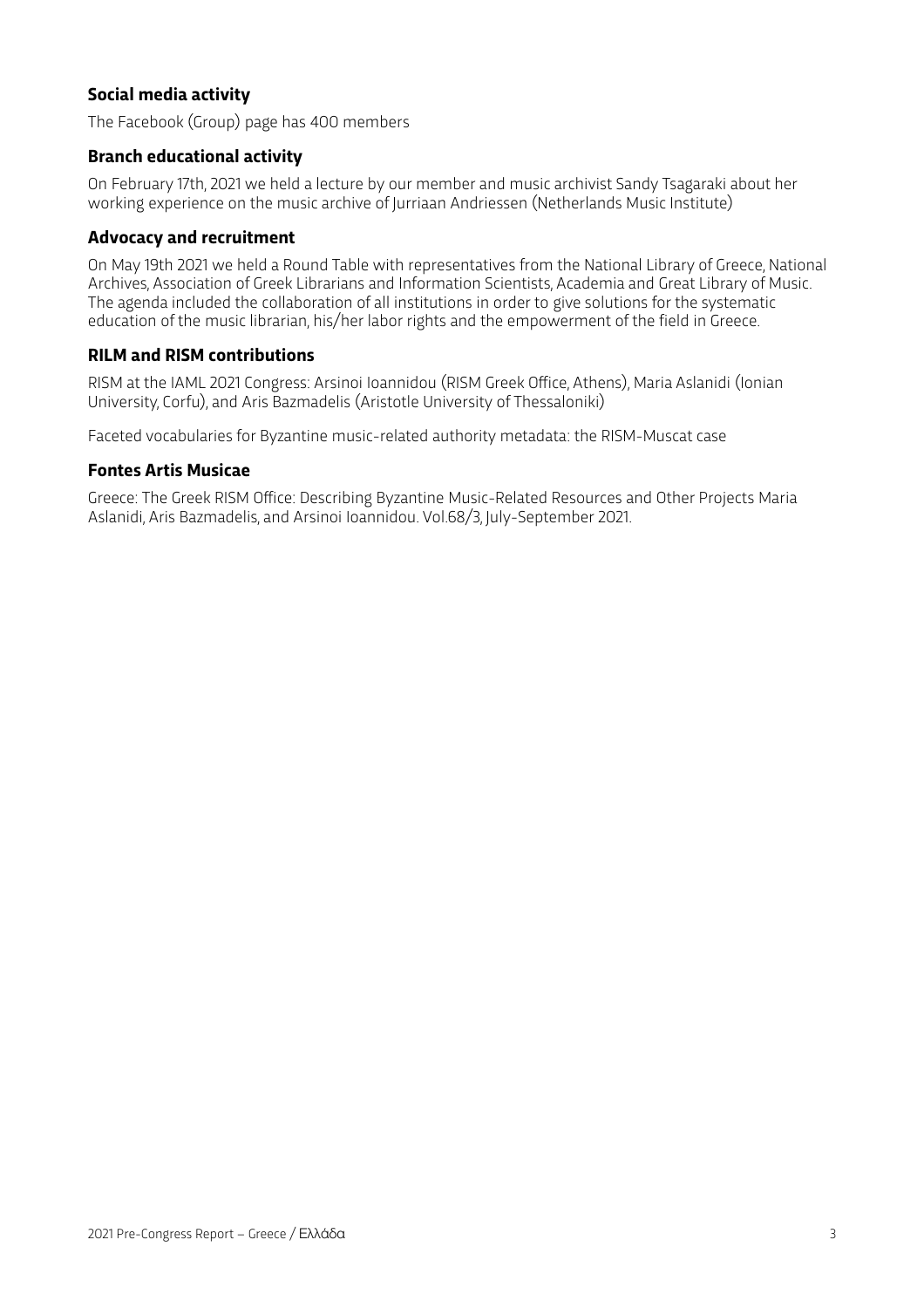## Social media activity

The Facebook (Group) page has 400 members

## Branch educational activity

On February 17th, 2021 we held a lecture by our member and music archivist Sandy Tsagaraki about her working experience on the music archive of Jurriaan Andriessen (Netherlands Music Institute)

## Advocacy and recruitment

On May 19th 2021 we held a Round Table with representatives from the National Library of Greece, National Archives, Association of Greek Librarians and Information Scientists, Academia and Great Library of Music. The agenda included the collaboration of all institutions in order to give solutions for the systematic education of the music librarian, his/her labor rights and the empowerment of the field in Greece.

## RILM and RISM contributions

RISM at the IAML 2021 Congress: Arsinoi Ioannidou (RISM Greek Office, Athens), Maria Aslanidi (Ionian University, Corfu), and Aris Bazmadelis (Aristotle University of Thessaloniki)

Faceted vocabularies for Byzantine music-related authority metadata: the RISM-Muscat case

## Fontes Artis Musicae

Greece: The Greek RISM Office: Describing Byzantine Music-Related Resources and Other Projects Maria Aslanidi, Aris Bazmadelis, and Arsinoi Ioannidou. Vol.68/3, July-September 2021.